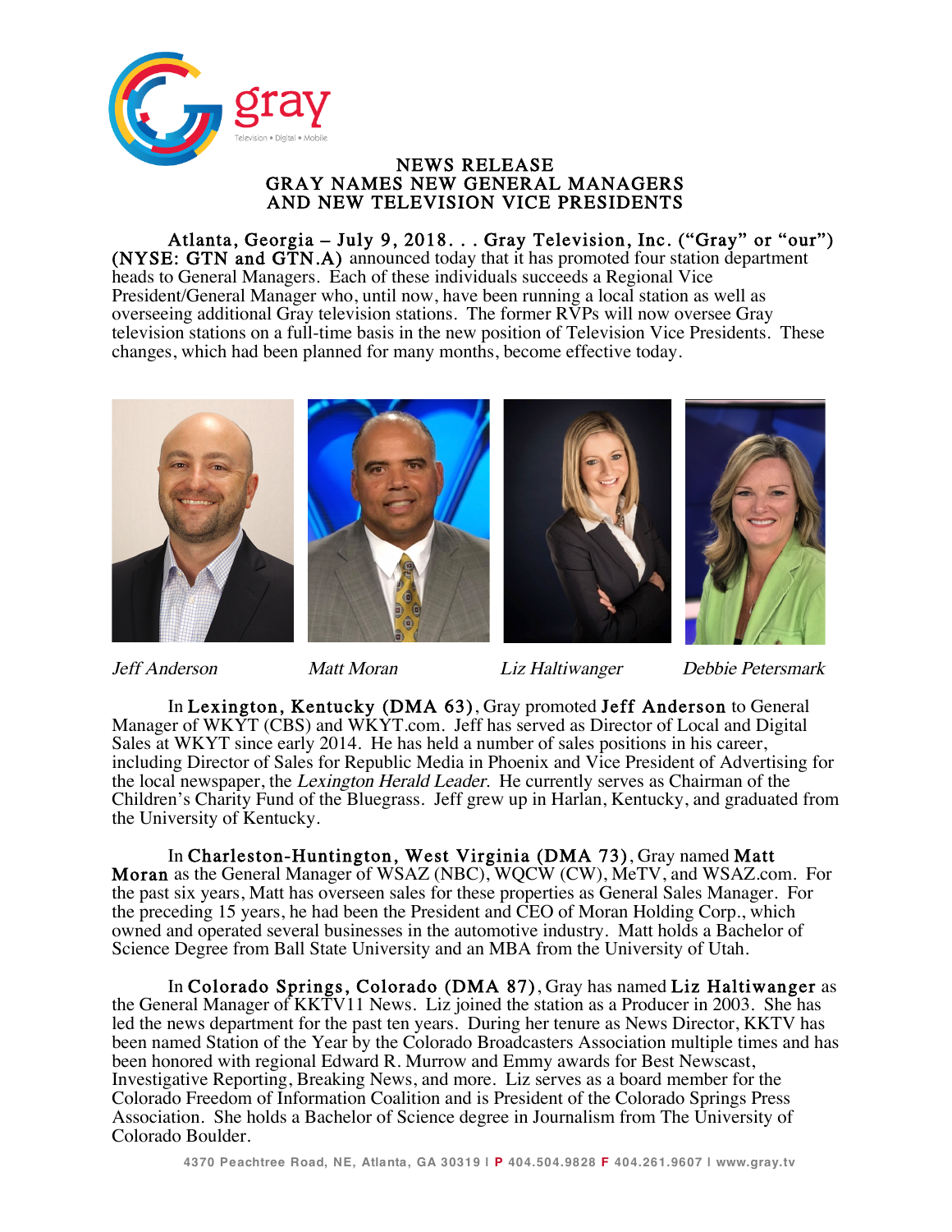gray

Television • Digital • Mobile

# NEWS RELEASE
# GRAY NAMES NEW GENERAL MANAGERS AND NEW TELEVISION VICE PRESIDENTS

**Atlanta, Georgia – July 9, 2018. . . Gray Television, Inc. ("Gray" or "our") (NYSE: GTN and GTN.A)** announced today that it has promoted four station department heads to General Managers. Each of these individuals succeeds a Regional Vice President/General Manager who, until now, have been running a local station as well as overseeing additional Gray television stations. The former RVPs will now oversee Gray television stations on a full-time basis in the new position of Television Vice Presidents. These changes, which had been planned for many months, become effective today.

*Jeff Anderson* *Matt Moran* *Liz Haltiwanger* *Debbie Petersmark*

In **Lexington, Kentucky (DMA 63)**, Gray promoted **Jeff Anderson** to General Manager of WKYT (CBS) and WKYT.com. Jeff has served as Director of Local and Digital Sales at WKYT since early 2014. He has held a number of sales positions in his career, including Director of Sales for Republic Media in Phoenix and Vice President of Advertising for the local newspaper, the *Lexington Herald Leader*. He currently serves as Chairman of the Children's Charity Fund of the Bluegrass. Jeff grew up in Harlan, Kentucky, and graduated from the University of Kentucky.

In **Charleston-Huntington, West Virginia (DMA 73)**, Gray named **Matt Moran** as the General Manager of WSAZ (NBC), WQCW (CW), MeTV, and WSAZ.com. For the past six years, Matt has overseen sales for these properties as General Sales Manager. For the preceding 15 years, he had been the President and CEO of Moran Holding Corp., which owned and operated several businesses in the automotive industry. Matt holds a Bachelor of Science Degree from Ball State University and an MBA from the University of Utah.

In **Colorado Springs, Colorado (DMA 87)**, Gray has named **Liz Haltiwanger** as the General Manager of KKTV11 News. Liz joined the station as a Producer in 2003. She has led the news department for the past ten years. During her tenure as News Director, KKTV has been named Station of the Year by the Colorado Broadcasters Association multiple times and has been honored with regional Edward R. Murrow and Emmy awards for Best Newscast, Investigative Reporting, Breaking News, and more. Liz serves as a board member for the Colorado Freedom of Information Coalition and is President of the Colorado Springs Press Association. She holds a Bachelor of Science degree in Journalism from The University of Colorado Boulder.

4370 Peachtree Road, NE, Atlanta, GA 30319 | **P** 404.504.9828 **F** 404.261.9607 | www.gray.tv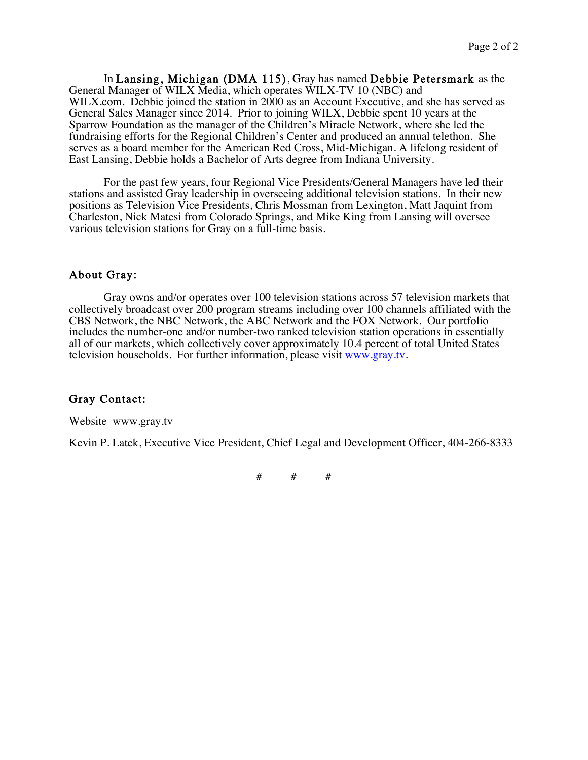In **Lansing, Michigan (DMA 115)**, Gray has named **Debbie Petersmark** as the General Manager of WILX Media, which operates WILX-TV 10 (NBC) and WILX.com. Debbie joined the station in 2000 as an Account Executive, and she has served as General Sales Manager since 2014. Prior to joining WILX, Debbie spent 10 years at the Sparrow Foundation as the manager of the Children's Miracle Network, where she led the fundraising efforts for the Regional Children's Center and produced an annual telethon. She serves as a board member for the American Red Cross, Mid-Michigan. A lifelong resident of East Lansing, Debbie holds a Bachelor of Arts degree from Indiana University.

For the past few years, four Regional Vice Presidents/General Managers have led their stations and assisted Gray leadership in overseeing additional television stations. In their new positions as Television Vice Presidents, Chris Mossman from Lexington, Matt Jaquint from Charleston, Nick Matesi from Colorado Springs, and Mike King from Lansing will oversee various television stations for Gray on a full-time basis.

## About Gray:

Gray owns and/or operates over 100 television stations across 57 television markets that collectively broadcast over 200 program streams including over 100 channels affiliated with the CBS Network, the NBC Network, the ABC Network and the FOX Network. Our portfolio includes the number-one and/or number-two ranked television station operations in essentially all of our markets, which collectively cover approximately 10.4 percent of total United States television households. For further information, please visit [www.gray.tv](http://www.gray.tv).

## Gray Contact:

Website www.gray.tv

Kevin P. Latek, Executive Vice President, Chief Legal and Development Officer, 404-266-8333

# # #